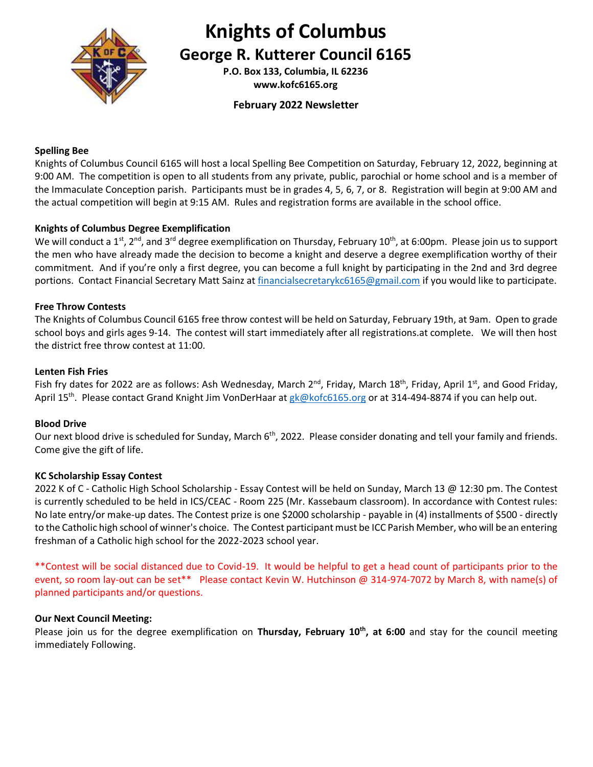# Knights of Columbus

## George R. Kutterer Council 6165

**P.O. Box 133, Columbia, IL 62236**
**www.kofc6165.org**

**February 2022 Newsletter**

**Spelling Bee**

Knights of Columbus Council 6165 will host a local Spelling Bee Competition on Saturday, February 12, 2022, beginning at 9:00 AM. The competition is open to all students from any private, public, parochial or home school and is a member of the Immaculate Conception parish. Participants must be in grades 4, 5, 6, 7, or 8. Registration will begin at 9:00 AM and the actual competition will begin at 9:15 AM. Rules and registration forms are available in the school office.

**Knights of Columbus Degree Exemplification**

We will conduct a 1st, 2nd, and 3rd degree exemplification on Thursday, February 10th, at 6:00pm. Please join us to support the men who have already made the decision to become a knight and deserve a degree exemplification worthy of their commitment. And if you're only a first degree, you can become a full knight by participating in the 2nd and 3rd degree portions. Contact Financial Secretary Matt Sainz at financialsecretarykc6165@gmail.com if you would like to participate.

**Free Throw Contests**

The Knights of Columbus Council 6165 free throw contest will be held on Saturday, February 19th, at 9am. Open to grade school boys and girls ages 9-14. The contest will start immediately after all registrations.at complete. We will then host the district free throw contest at 11:00.

**Lenten Fish Fries**

Fish fry dates for 2022 are as follows: Ash Wednesday, March 2nd, Friday, March 18th, Friday, April 1st, and Good Friday, April 15th. Please contact Grand Knight Jim VonDerHaar at gk@kofc6165.org or at 314-494-8874 if you can help out.

**Blood Drive**

Our next blood drive is scheduled for Sunday, March 6th, 2022. Please consider donating and tell your family and friends. Come give the gift of life.

**KC Scholarship Essay Contest**

2022 K of C - Catholic High School Scholarship - Essay Contest will be held on Sunday, March 13 @ 12:30 pm. The Contest is currently scheduled to be held in ICS/CEAC - Room 225 (Mr. Kassebaum classroom). In accordance with Contest rules: No late entry/or make-up dates. The Contest prize is one $2000 scholarship - payable in (4) installments of $500 - directly to the Catholic high school of winner's choice. The Contest participant must be ICC Parish Member, who will be an entering freshman of a Catholic high school for the 2022-2023 school year.

\*\*Contest will be social distanced due to Covid-19. It would be helpful to get a head count of participants prior to the event, so room lay-out can be set\*\* Please contact Kevin W. Hutchinson @ 314-974-7072 by March 8, with name(s) of planned participants and/or questions.

**Our Next Council Meeting:**

Please join us for the degree exemplification on **Thursday, February 10th, at 6:00** and stay for the council meeting immediately Following.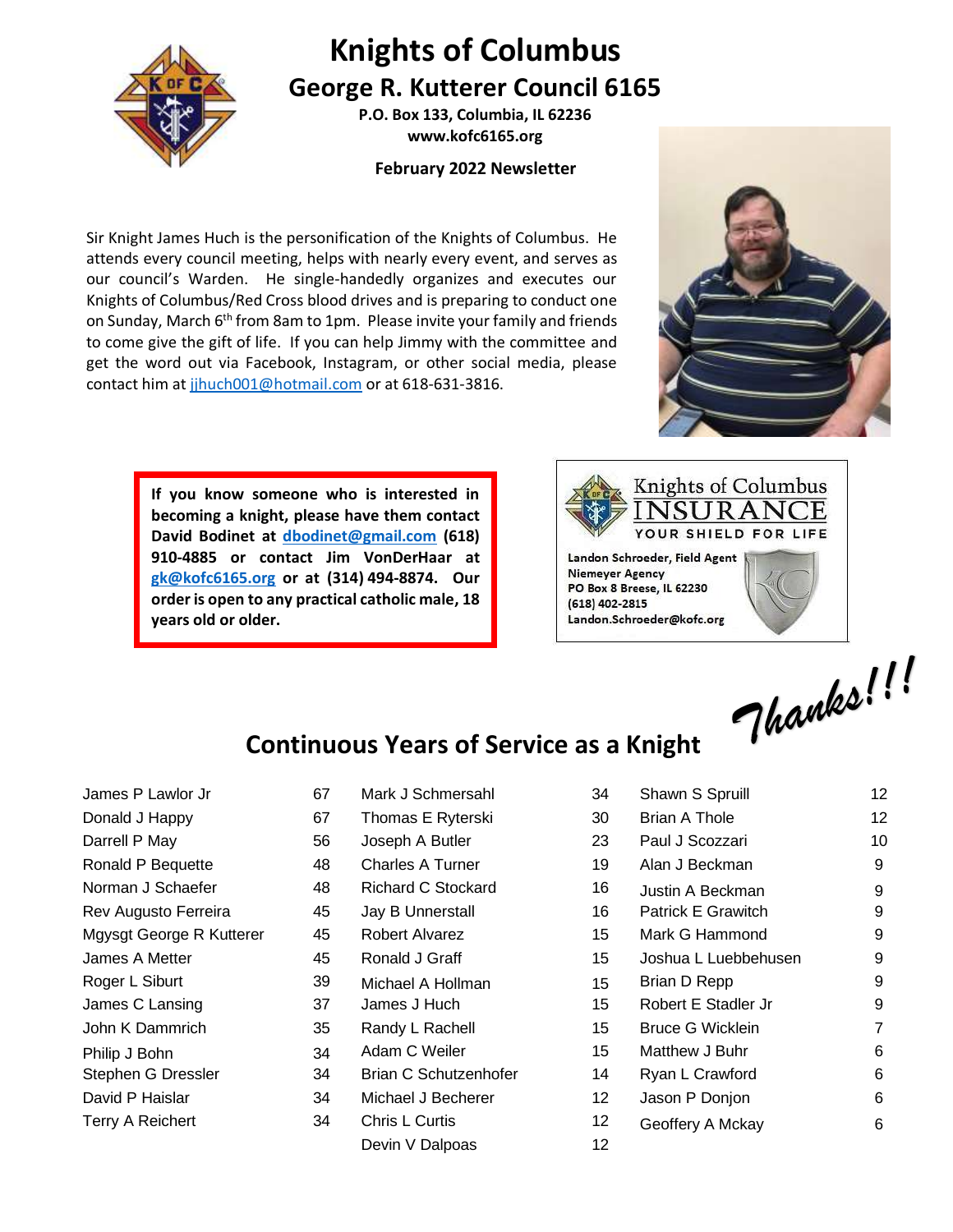# Knights of Columbus

## George R. Kutterer Council 6165

**P.O. Box 133, Columbia, IL 62236**
**www.kofc6165.org**

**February 2022 Newsletter**

Sir Knight James Huch is the personification of the Knights of Columbus. He attends every council meeting, helps with nearly every event, and serves as our council's Warden. He single-handedly organizes and executes our Knights of Columbus/Red Cross blood drives and is preparing to conduct one on Sunday, March 6th from 8am to 1pm. Please invite your family and friends to come give the gift of life. If you can help Jimmy with the committee and get the word out via Facebook, Instagram, or other social media, please contact him at jjhuch001@hotmail.com or at 618-631-3816.

**If you know someone who is interested in becoming a knight, please have them contact David Bodinet at dbodinet@gmail.com (618) 910-4885 or contact Jim VonDerHaar at gk@kofc6165.org or at (314) 494-8874. Our order is open to any practical catholic male, 18 years old or older.**

Knights of Columbus
INSURANCE
YOUR SHIELD FOR LIFE

**Landon Schroeder, Field Agent**
**Niemeyer Agency**
**PO Box 8 Breese, IL 62230**
**(618) 402-2815**
**Landon.Schroeder@kofc.org**

## Continuous Years of Service as a Knight

*Thanks!!!*

| | | | | | |
|---|---|---|---|---|---|
| James P Lawlor Jr | 67 | Mark J Schmersahl | 34 | Shawn S Spruill | 12 |
| Donald J Happy | 67 | Thomas E Ryterski | 30 | Brian A Thole | 12 |
| Darrell P May | 56 | Joseph A Butler | 23 | Paul J Scozzari | 10 |
| Ronald P Bequette | 48 | Charles A Turner | 19 | Alan J Beckman | 9 |
| Norman J Schaefer | 48 | Richard C Stockard | 16 | Justin A Beckman | 9 |
| Rev Augusto Ferreira | 45 | Jay B Unnerstall | 16 | Patrick E Grawitch | 9 |
| Mgysgt George R Kutterer | 45 | Robert Alvarez | 15 | Mark G Hammond | 9 |
| James A Metter | 45 | Ronald J Graff | 15 | Joshua L Luebbehusen | 9 |
| Roger L Siburt | 39 | Michael A Hollman | 15 | Brian D Repp | 9 |
| James C Lansing | 37 | James J Huch | 15 | Robert E Stadler Jr | 9 |
| John K Dammrich | 35 | Randy L Rachell | 15 | Bruce G Wicklein | 7 |
| Philip J Bohn | 34 | Adam C Weiler | 15 | Matthew J Buhr | 6 |
| Stephen G Dressler | 34 | Brian C Schutzenhofer | 14 | Ryan L Crawford | 6 |
| David P Haislar | 34 | Michael J Becherer | 12 | Jason P Donjon | 6 |
| Terry A Reichert | 34 | Chris L Curtis | 12 | Geoffery A Mckay | 6 |
| | | Devin V Dalpoas | 12 | | |